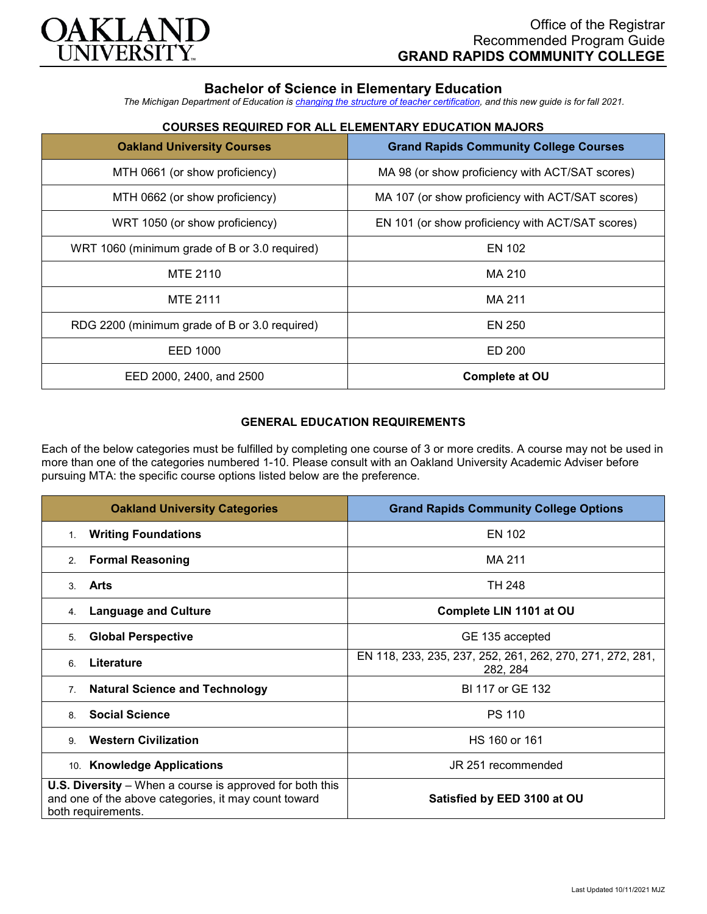OAKLAND UNIVERSITY

Office of the Registrar
Recommended Program Guide
**GRAND RAPIDS COMMUNITY COLLEGE**

## Bachelor of Science in Elementary Education

*The Michigan Department of Education is [changing the structure of teacher certification](), and this new guide is for fall 2021.*

### COURSES REQUIRED FOR ALL ELEMENTARY EDUCATION MAJORS

| Oakland University Courses | Grand Rapids Community College Courses |
|---|---|
| MTH 0661 (or show proficiency) | MA 98 (or show proficiency with ACT/SAT scores) |
| MTH 0662 (or show proficiency) | MA 107 (or show proficiency with ACT/SAT scores) |
| WRT 1050 (or show proficiency) | EN 101 (or show proficiency with ACT/SAT scores) |
| WRT 1060 (minimum grade of B or 3.0 required) | EN 102 |
| MTE 2110 | MA 210 |
| MTE 2111 | MA 211 |
| RDG 2200 (minimum grade of B or 3.0 required) | EN 250 |
| EED 1000 | ED 200 |
| EED 2000, 2400, and 2500 | **Complete at OU** |

### GENERAL EDUCATION REQUIREMENTS

Each of the below categories must be fulfilled by completing one course of 3 or more credits. A course may not be used in more than one of the categories numbered 1-10. Please consult with an Oakland University Academic Adviser before pursuing MTA: the specific course options listed below are the preference.

| Oakland University Categories | Grand Rapids Community College Options |
|---|---|
| 1. **Writing Foundations** | EN 102 |
| 2. **Formal Reasoning** | MA 211 |
| 3. **Arts** | TH 248 |
| 4. **Language and Culture** | **Complete LIN 1101 at OU** |
| 5. **Global Perspective** | GE 135 accepted |
| 6. **Literature** | EN 118, 233, 235, 237, 252, 261, 262, 270, 271, 272, 281, 282, 284 |
| 7. **Natural Science and Technology** | BI 117 or GE 132 |
| 8. **Social Science** | PS 110 |
| 9. **Western Civilization** | HS 160 or 161 |
| 10. **Knowledge Applications** | JR 251 recommended |
| **U.S. Diversity** – When a course is approved for both this and one of the above categories, it may count toward both requirements. | **Satisfied by EED 3100 at OU** |

Last Updated 10/11/2021 MJZ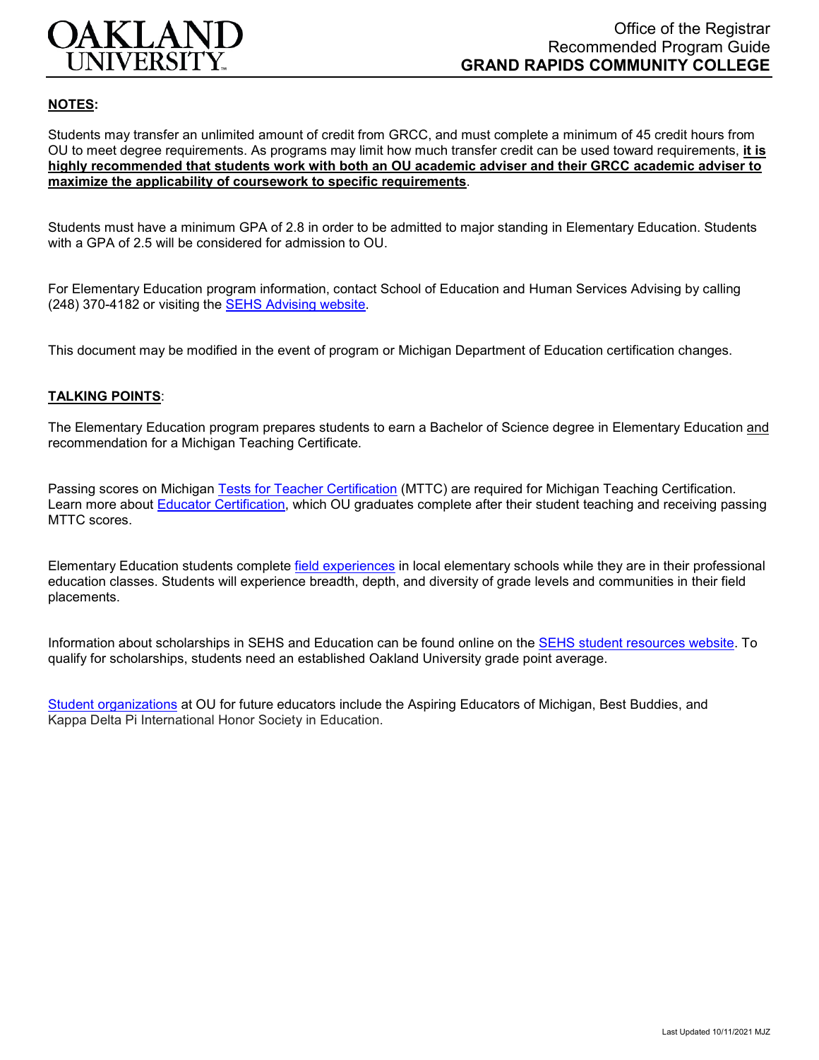**NOTES:**

Students may transfer an unlimited amount of credit from GRCC, and must complete a minimum of 45 credit hours from OU to meet degree requirements. As programs may limit how much transfer credit can be used toward requirements, **it is highly recommended that students work with both an OU academic adviser and their GRCC academic adviser to maximize the applicability of coursework to specific requirements**.

Students must have a minimum GPA of 2.8 in order to be admitted to major standing in Elementary Education. Students with a GPA of 2.5 will be considered for admission to OU.

For Elementary Education program information, contact School of Education and Human Services Advising by calling (248) 370-4182 or visiting the SEHS Advising website.

This document may be modified in the event of program or Michigan Department of Education certification changes.

**TALKING POINTS**:

The Elementary Education program prepares students to earn a Bachelor of Science degree in Elementary Education and recommendation for a Michigan Teaching Certificate.

Passing scores on Michigan Tests for Teacher Certification (MTTC) are required for Michigan Teaching Certification. Learn more about Educator Certification, which OU graduates complete after their student teaching and receiving passing MTTC scores.

Elementary Education students complete field experiences in local elementary schools while they are in their professional education classes. Students will experience breadth, depth, and diversity of grade levels and communities in their field placements.

Information about scholarships in SEHS and Education can be found online on the SEHS student resources website. To qualify for scholarships, students need an established Oakland University grade point average.

Student organizations at OU for future educators include the Aspiring Educators of Michigan, Best Buddies, and Kappa Delta Pi International Honor Society in Education.